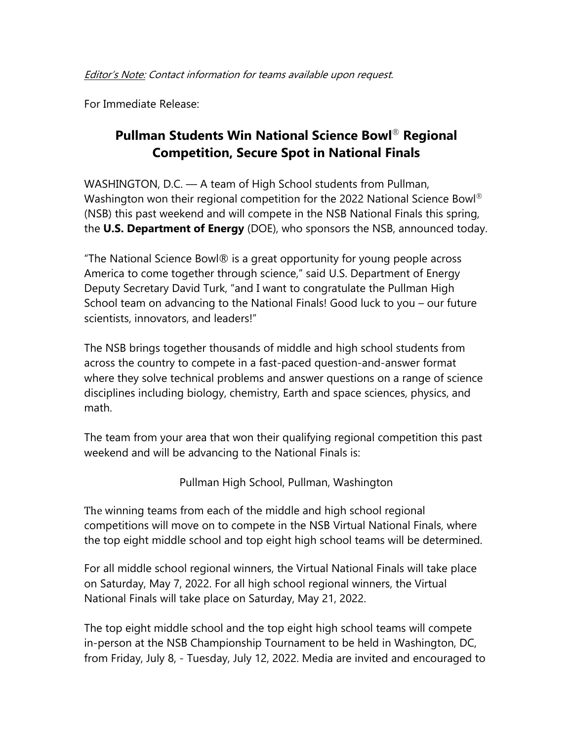*<u>Editor's Note:</u> Contact information for teams available upon request.*

For Immediate Release:

# Pullman Students Win National Science Bowl® Regional Competition, Secure Spot in National Finals

WASHINGTON, D.C. — A team of High School students from Pullman, Washington won their regional competition for the 2022 National Science Bowl® (NSB) this past weekend and will compete in the NSB National Finals this spring, the **U.S. Department of Energy** (DOE), who sponsors the NSB, announced today.

"The National Science Bowl® is a great opportunity for young people across America to come together through science," said U.S. Department of Energy Deputy Secretary David Turk, "and I want to congratulate the Pullman High School team on advancing to the National Finals! Good luck to you – our future scientists, innovators, and leaders!"

The NSB brings together thousands of middle and high school students from across the country to compete in a fast-paced question-and-answer format where they solve technical problems and answer questions on a range of science disciplines including biology, chemistry, Earth and space sciences, physics, and math.

The team from your area that won their qualifying regional competition this past weekend and will be advancing to the National Finals is:

Pullman High School, Pullman, Washington

The winning teams from each of the middle and high school regional competitions will move on to compete in the NSB Virtual National Finals, where the top eight middle school and top eight high school teams will be determined.

For all middle school regional winners, the Virtual National Finals will take place on Saturday, May 7, 2022. For all high school regional winners, the Virtual National Finals will take place on Saturday, May 21, 2022.

The top eight middle school and the top eight high school teams will compete in-person at the NSB Championship Tournament to be held in Washington, DC, from Friday, July 8, - Tuesday, July 12, 2022. Media are invited and encouraged to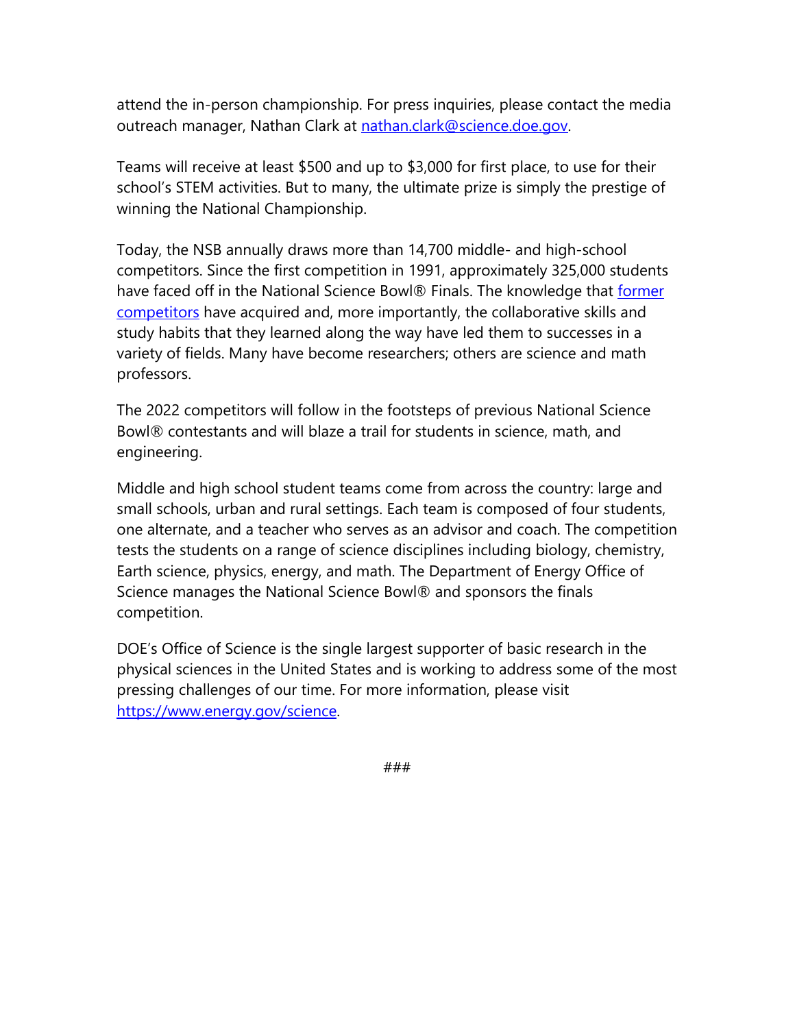attend the in-person championship. For press inquiries, please contact the media outreach manager, Nathan Clark at [nathan.clark@science.doe.gov](mailto:nathan.clark@science.doe.gov).

Teams will receive at least $500 and up to $3,000 for first place, to use for their school's STEM activities. But to many, the ultimate prize is simply the prestige of winning the National Championship.

Today, the NSB annually draws more than 14,700 middle- and high-school competitors. Since the first competition in 1991, approximately 325,000 students have faced off in the National Science Bowl® Finals. The knowledge that former competitors have acquired and, more importantly, the collaborative skills and study habits that they learned along the way have led them to successes in a variety of fields. Many have become researchers; others are science and math professors.

The 2022 competitors will follow in the footsteps of previous National Science Bowl® contestants and will blaze a trail for students in science, math, and engineering.

Middle and high school student teams come from across the country: large and small schools, urban and rural settings. Each team is composed of four students, one alternate, and a teacher who serves as an advisor and coach. The competition tests the students on a range of science disciplines including biology, chemistry, Earth science, physics, energy, and math. The Department of Energy Office of Science manages the National Science Bowl® and sponsors the finals competition.

DOE's Office of Science is the single largest supporter of basic research in the physical sciences in the United States and is working to address some of the most pressing challenges of our time. For more information, please visit https://www.energy.gov/science.

###